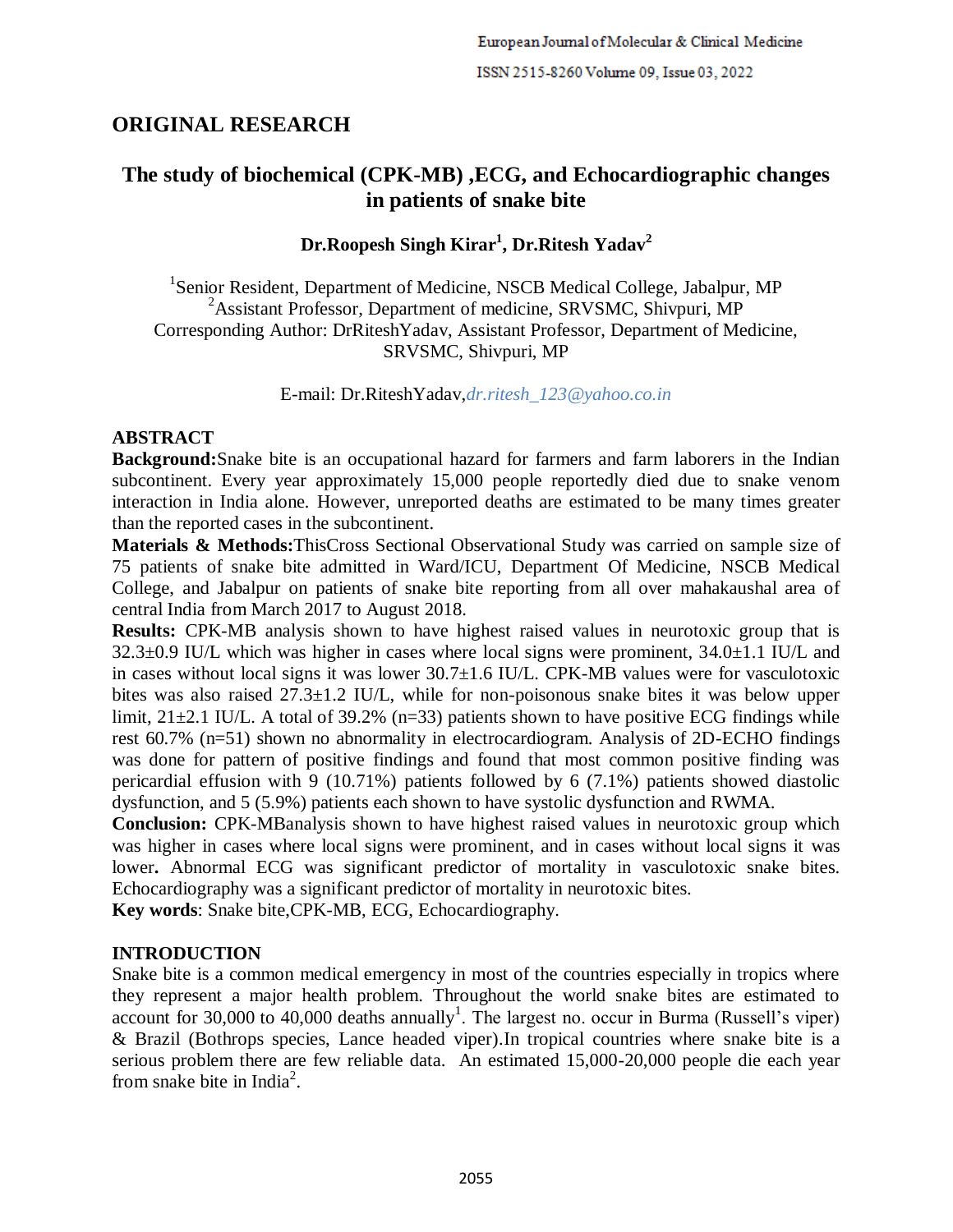## ORIGINAL RESEARCH

# The study of biochemical (CPK-MB) ,ECG, and Echocardiographic changes in patients of snake bite

**Dr.Roopesh Singh Kirar[1], Dr.Ritesh Yadav[2]**

[1]Senior Resident, Department of Medicine, NSCB Medical College, Jabalpur, MP
[2]Assistant Professor, Department of medicine, SRVSMC, Shivpuri, MP
Corresponding Author: DrRiteshYadav, Assistant Professor, Department of Medicine, SRVSMC, Shivpuri, MP

E-mail: Dr.RiteshYadav,*dr.ritesh_123@yahoo.co.in*

### ABSTRACT

**Background:**Snake bite is an occupational hazard for farmers and farm laborers in the Indian subcontinent. Every year approximately 15,000 people reportedly died due to snake venom interaction in India alone. However, unreported deaths are estimated to be many times greater than the reported cases in the subcontinent.

**Materials & Methods:**ThisCross Sectional Observational Study was carried on sample size of 75 patients of snake bite admitted in Ward/ICU, Department Of Medicine, NSCB Medical College, and Jabalpur on patients of snake bite reporting from all over mahakaushal area of central India from March 2017 to August 2018.

**Results:** CPK-MB analysis shown to have highest raised values in neurotoxic group that is 32.3±0.9 IU/L which was higher in cases where local signs were prominent, 34.0±1.1 IU/L and in cases without local signs it was lower 30.7±1.6 IU/L. CPK-MB values were for vasculotoxic bites was also raised 27.3±1.2 IU/L, while for non-poisonous snake bites it was below upper limit, 21±2.1 IU/L. A total of 39.2% (n=33) patients shown to have positive ECG findings while rest 60.7% (n=51) shown no abnormality in electrocardiogram. Analysis of 2D-ECHO findings was done for pattern of positive findings and found that most common positive finding was pericardial effusion with 9 (10.71%) patients followed by 6 (7.1%) patients showed diastolic dysfunction, and 5 (5.9%) patients each shown to have systolic dysfunction and RWMA.

**Conclusion:** CPK-MBanalysis shown to have highest raised values in neurotoxic group which was higher in cases where local signs were prominent, and in cases without local signs it was lower**.** Abnormal ECG was significant predictor of mortality in vasculotoxic snake bites. Echocardiography was a significant predictor of mortality in neurotoxic bites.

**Key words**: Snake bite,CPK-MB, ECG, Echocardiography.

### INTRODUCTION

Snake bite is a common medical emergency in most of the countries especially in tropics where they represent a major health problem. Throughout the world snake bites are estimated to account for 30,000 to 40,000 deaths annually[1]. The largest no. occur in Burma (Russell's viper) & Brazil (Bothrops species, Lance headed viper).In tropical countries where snake bite is a serious problem there are few reliable data. An estimated 15,000-20,000 people die each year from snake bite in India[2].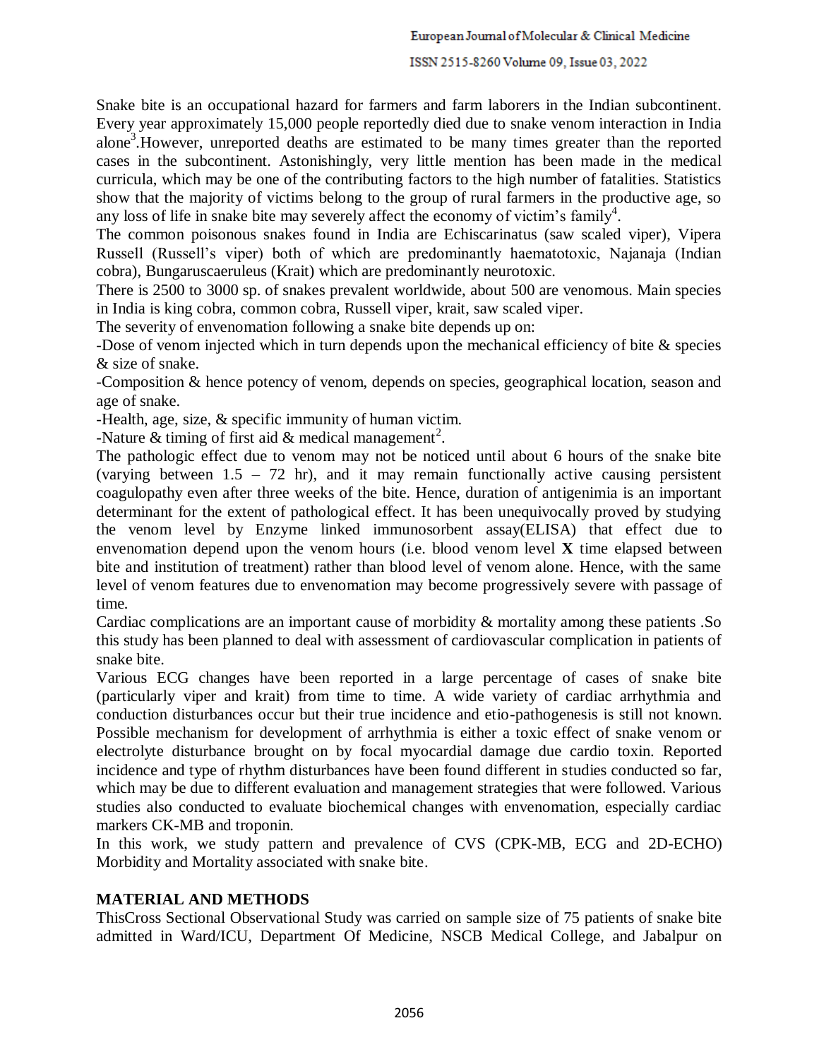Snake bite is an occupational hazard for farmers and farm laborers in the Indian subcontinent. Every year approximately 15,000 people reportedly died due to snake venom interaction in India alone[3].However, unreported deaths are estimated to be many times greater than the reported cases in the subcontinent. Astonishingly, very little mention has been made in the medical curricula, which may be one of the contributing factors to the high number of fatalities. Statistics show that the majority of victims belong to the group of rural farmers in the productive age, so any loss of life in snake bite may severely affect the economy of victim's family[4].

The common poisonous snakes found in India are Echiscarinatus (saw scaled viper), Vipera Russell (Russell's viper) both of which are predominantly haematotoxic, Najanaja (Indian cobra), Bungaruscaeruleus (Krait) which are predominantly neurotoxic.

There is 2500 to 3000 sp. of snakes prevalent worldwide, about 500 are venomous. Main species in India is king cobra, common cobra, Russell viper, krait, saw scaled viper.

The severity of envenomation following a snake bite depends up on:

-Dose of venom injected which in turn depends upon the mechanical efficiency of bite & species & size of snake.

-Composition & hence potency of venom, depends on species, geographical location, season and age of snake.

-Health, age, size, & specific immunity of human victim.

-Nature & timing of first aid & medical management[2].

The pathologic effect due to venom may not be noticed until about 6 hours of the snake bite (varying between 1.5 – 72 hr), and it may remain functionally active causing persistent coagulopathy even after three weeks of the bite. Hence, duration of antigenimia is an important determinant for the extent of pathological effect. It has been unequivocally proved by studying the venom level by Enzyme linked immunosorbent assay(ELISA) that effect due to envenomation depend upon the venom hours (i.e. blood venom level **X** time elapsed between bite and institution of treatment) rather than blood level of venom alone. Hence, with the same level of venom features due to envenomation may become progressively severe with passage of time.

Cardiac complications are an important cause of morbidity & mortality among these patients .So this study has been planned to deal with assessment of cardiovascular complication in patients of snake bite.

Various ECG changes have been reported in a large percentage of cases of snake bite (particularly viper and krait) from time to time. A wide variety of cardiac arrhythmia and conduction disturbances occur but their true incidence and etio-pathogenesis is still not known. Possible mechanism for development of arrhythmia is either a toxic effect of snake venom or electrolyte disturbance brought on by focal myocardial damage due cardio toxin. Reported incidence and type of rhythm disturbances have been found different in studies conducted so far, which may be due to different evaluation and management strategies that were followed. Various studies also conducted to evaluate biochemical changes with envenomation, especially cardiac markers CK-MB and troponin.

In this work, we study pattern and prevalence of CVS (CPK-MB, ECG and 2D-ECHO) Morbidity and Mortality associated with snake bite.

## MATERIAL AND METHODS

ThisCross Sectional Observational Study was carried on sample size of 75 patients of snake bite admitted in Ward/ICU, Department Of Medicine, NSCB Medical College, and Jabalpur on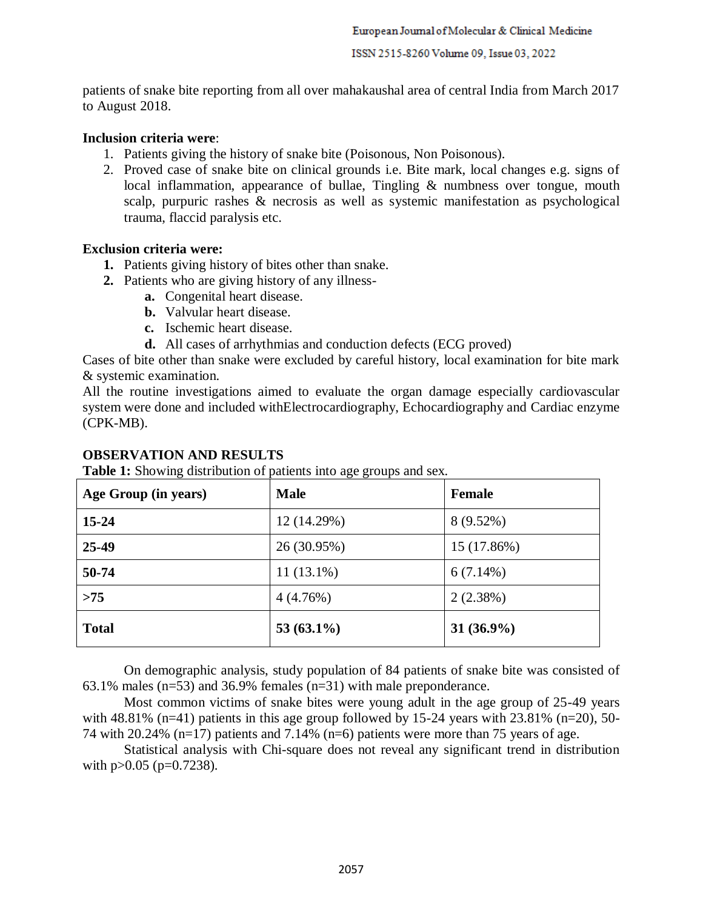patients of snake bite reporting from all over mahakaushal area of central India from March 2017 to August 2018.

**Inclusion criteria were**:

1. Patients giving the history of snake bite (Poisonous, Non Poisonous).
2. Proved case of snake bite on clinical grounds i.e. Bite mark, local changes e.g. signs of local inflammation, appearance of bullae, Tingling & numbness over tongue, mouth scalp, purpuric rashes & necrosis as well as systemic manifestation as psychological trauma, flaccid paralysis etc.

**Exclusion criteria were:**

1. Patients giving history of bites other than snake.
2. Patients who are giving history of any illness-
   a. Congenital heart disease.
   b. Valvular heart disease.
   c. Ischemic heart disease.
   d. All cases of arrhythmias and conduction defects (ECG proved)

Cases of bite other than snake were excluded by careful history, local examination for bite mark & systemic examination.

All the routine investigations aimed to evaluate the organ damage especially cardiovascular system were done and included withElectrocardiography, Echocardiography and Cardiac enzyme (CPK-MB).

## OBSERVATION AND RESULTS

**Table 1:** Showing distribution of patients into age groups and sex.

| Age Group (in years) | Male | Female |
|---|---|---|
| **15-24** | 12 (14.29%) | 8 (9.52%) |
| **25-49** | 26 (30.95%) | 15 (17.86%) |
| **50-74** | 11 (13.1%) | 6 (7.14%) |
| **>75** | 4 (4.76%) | 2 (2.38%) |
| **Total** | **53 (63.1%)** | **31 (36.9%)** |

On demographic analysis, study population of 84 patients of snake bite was consisted of 63.1% males (n=53) and 36.9% females (n=31) with male preponderance.

Most common victims of snake bites were young adult in the age group of 25-49 years with 48.81% (n=41) patients in this age group followed by 15-24 years with 23.81% (n=20), 50-74 with 20.24% (n=17) patients and 7.14% (n=6) patients were more than 75 years of age.

Statistical analysis with Chi-square does not reveal any significant trend in distribution with $p>0.05$ ($p=0.7238$).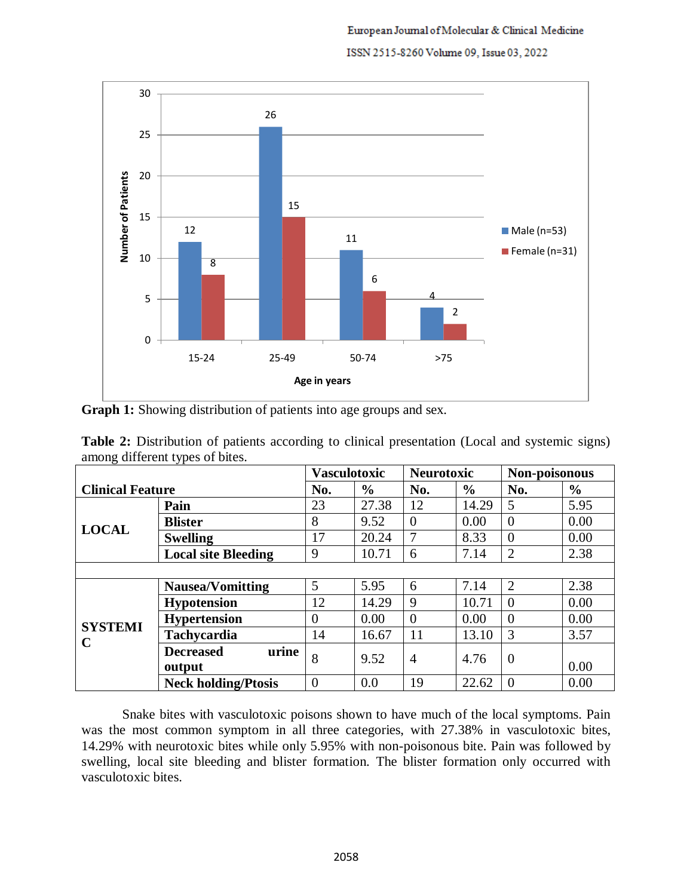**Graph 1:** Showing distribution of patients into age groups and sex.

**Table 2:** Distribution of patients according to clinical presentation (Local and systemic signs) among different types of bites.

| Clinical Feature | | Vasculotoxic | | Neurotoxic | | Non-poisonous | |
|---|---|---|---|---|---|---|---|
| | | No. | % | No. | % | No. | % |
| **LOCAL** | **Pain** | 23 | 27.38 | 12 | 14.29 | 5 | 5.95 |
| | **Blister** | 8 | 9.52 | 0 | 0.00 | 0 | 0.00 |
| | **Swelling** | 17 | 20.24 | 7 | 8.33 | 0 | 0.00 |
| | **Local site Bleeding** | 9 | 10.71 | 6 | 7.14 | 2 | 2.38 |
| | | | | | | | |
| **SYSTEMIC** | **Nausea/Vomitting** | 5 | 5.95 | 6 | 7.14 | 2 | 2.38 |
| | **Hypotension** | 12 | 14.29 | 9 | 10.71 | 0 | 0.00 |
| | **Hypertension** | 0 | 0.00 | 0 | 0.00 | 0 | 0.00 |
| | **Tachycardia** | 14 | 16.67 | 11 | 13.10 | 3 | 3.57 |
| | **Decreased urine output** | 8 | 9.52 | 4 | 4.76 | 0 | 0.00 |
| | **Neck holding/Ptosis** | 0 | 0.0 | 19 | 22.62 | 0 | 0.00 |

Snake bites with vasculotoxic poisons shown to have much of the local symptoms. Pain was the most common symptom in all three categories, with 27.38% in vasculotoxic bites, 14.29% with neurotoxic bites while only 5.95% with non-poisonous bite. Pain was followed by swelling, local site bleeding and blister formation. The blister formation only occurred with vasculotoxic bites.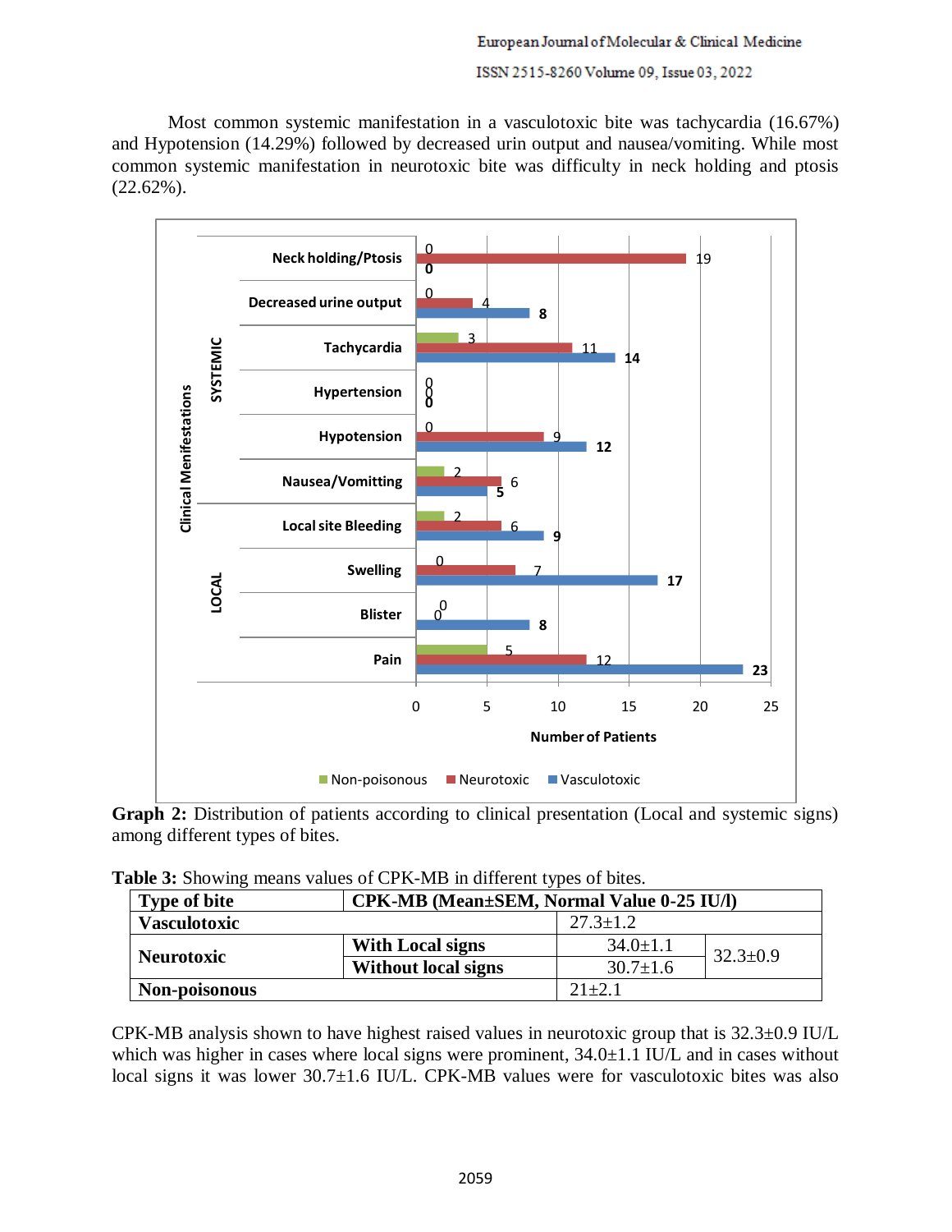Most common systemic manifestation in a vasculotoxic bite was tachycardia (16.67%) and Hypotension (14.29%) followed by decreased urin output and nausea/vomiting. While most common systemic manifestation in neurotoxic bite was difficulty in neck holding and ptosis (22.62%).

**Graph 2:** Distribution of patients according to clinical presentation (Local and systemic signs) among different types of bites.

**Table 3:** Showing means values of CPK-MB in different types of bites.

| Type of bite | | CPK-MB (Mean±SEM, Normal Value 0-25 IU/l) | |
|---|---|---|---|
| Vasculotoxic | | 27.3±1.2 | |
| Neurotoxic | With Local signs | 34.0±1.1 | 32.3±0.9 |
| | Without local signs | 30.7±1.6 | |
| Non-poisonous | | 21±2.1 | |

CPK-MB analysis shown to have highest raised values in neurotoxic group that is 32.3±0.9 IU/L which was higher in cases where local signs were prominent, 34.0±1.1 IU/L and in cases without local signs it was lower 30.7±1.6 IU/L. CPK-MB values were for vasculotoxic bites was also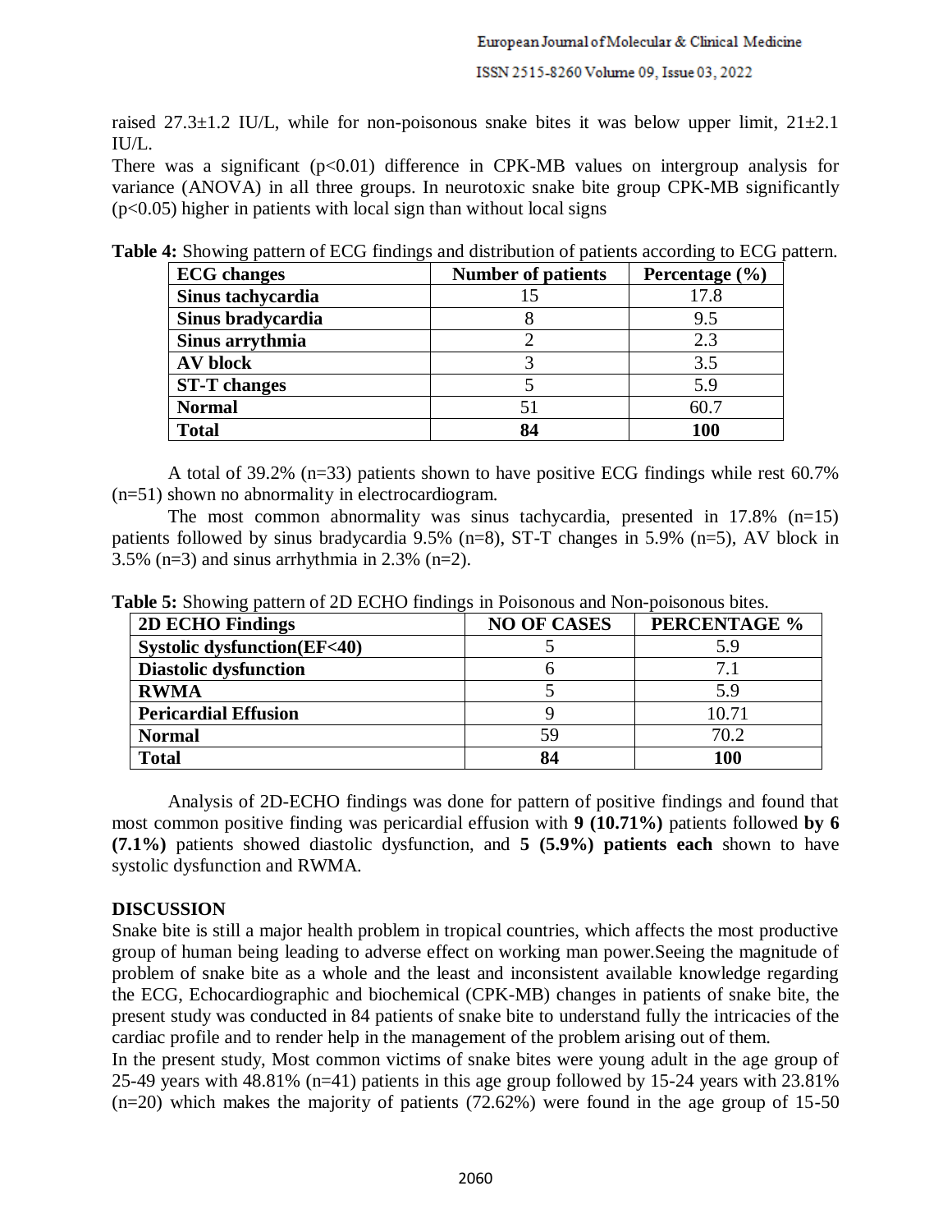raised 27.3±1.2 IU/L, while for non-poisonous snake bites it was below upper limit, 21±2.1 IU/L.

There was a significant ($p<0.01$) difference in CPK-MB values on intergroup analysis for variance (ANOVA) in all three groups. In neurotoxic snake bite group CPK-MB significantly ($p<0.05$) higher in patients with local sign than without local signs

**Table 4:** Showing pattern of ECG findings and distribution of patients according to ECG pattern.

| ECG changes | Number of patients | Percentage (%) |
|---|---|---|
| **Sinus tachycardia** | 15 | 17.8 |
| **Sinus bradycardia** | 8 | 9.5 |
| **Sinus arrythmia** | 2 | 2.3 |
| **AV block** | 3 | 3.5 |
| **ST-T changes** | 5 | 5.9 |
| **Normal** | 51 | 60.7 |
| **Total** | **84** | **100** |

A total of 39.2% (n=33) patients shown to have positive ECG findings while rest 60.7% (n=51) shown no abnormality in electrocardiogram.

The most common abnormality was sinus tachycardia, presented in 17.8% (n=15) patients followed by sinus bradycardia 9.5% (n=8), ST-T changes in 5.9% (n=5), AV block in 3.5% (n=3) and sinus arrhythmia in 2.3% (n=2).

**Table 5:** Showing pattern of 2D ECHO findings in Poisonous and Non-poisonous bites.

| 2D ECHO Findings | NO OF CASES | PERCENTAGE % |
|---|---|---|
| **Systolic dysfunction(EF<40)** | 5 | 5.9 |
| **Diastolic dysfunction** | 6 | 7.1 |
| **RWMA** | 5 | 5.9 |
| **Pericardial Effusion** | 9 | 10.71 |
| **Normal** | 59 | 70.2 |
| **Total** | **84** | **100** |

Analysis of 2D-ECHO findings was done for pattern of positive findings and found that most common positive finding was pericardial effusion with **9 (10.71%)** patients followed **by 6 (7.1%)** patients showed diastolic dysfunction, and **5 (5.9%) patients each** shown to have systolic dysfunction and RWMA.

## DISCUSSION

Snake bite is still a major health problem in tropical countries, which affects the most productive group of human being leading to adverse effect on working man power.Seeing the magnitude of problem of snake bite as a whole and the least and inconsistent available knowledge regarding the ECG, Echocardiographic and biochemical (CPK-MB) changes in patients of snake bite, the present study was conducted in 84 patients of snake bite to understand fully the intricacies of the cardiac profile and to render help in the management of the problem arising out of them.

In the present study, Most common victims of snake bites were young adult in the age group of 25-49 years with 48.81% (n=41) patients in this age group followed by 15-24 years with 23.81% (n=20) which makes the majority of patients (72.62%) were found in the age group of 15-50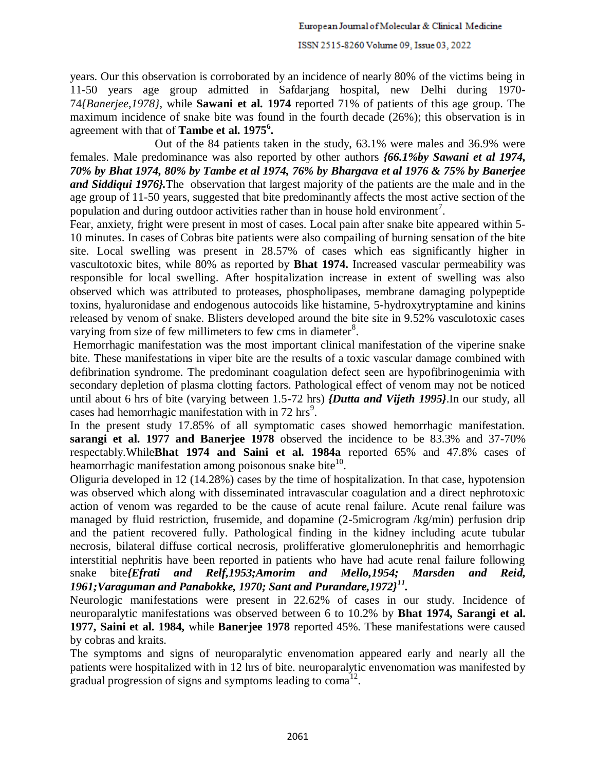years. Our this observation is corroborated by an incidence of nearly 80% of the victims being in 11-50 years age group admitted in Safdarjang hospital, new Delhi during 1970-74*{Banerjee,1978}*, while **Sawani et al. 1974** reported 71% of patients of this age group. The maximum incidence of snake bite was found in the fourth decade (26%); this observation is in agreement with that of **Tambe et al. 1975**[6]**.**

Out of the 84 patients taken in the study, 63.1% were males and 36.9% were females. Male predominance was also reported by other authors ***{66.1%by Sawani et al 1974, 70% by Bhat 1974, 80% by Tambe et al 1974, 76% by Bhargava et al 1976 & 75% by Banerjee and Siddiqui 1976}.***The observation that largest majority of the patients are the male and in the age group of 11-50 years, suggested that bite predominantly affects the most active section of the population and during outdoor activities rather than in house hold environment[7].

Fear, anxiety, fright were present in most of cases. Local pain after snake bite appeared within 5-10 minutes. In cases of Cobras bite patients were also compailing of burning sensation of the bite site. Local swelling was present in 28.57% of cases which eas significantly higher in vascultotoxic bites, while 80% as reported by **Bhat 1974.** Increased vascular permeability was responsible for local swelling. After hospitalization increase in extent of swelling was also observed which was attributed to proteases, phospholipases, membrane damaging polypeptide toxins, hyaluronidase and endogenous autocoids like histamine, 5-hydroxytryptamine and kinins released by venom of snake. Blisters developed around the bite site in 9.52% vasculotoxic cases varying from size of few millimeters to few cms in diameter[8].

Hemorrhagic manifestation was the most important clinical manifestation of the viperine snake bite. These manifestations in viper bite are the results of a toxic vascular damage combined with defibrination syndrome. The predominant coagulation defect seen are hypofibrinogenimia with secondary depletion of plasma clotting factors. Pathological effect of venom may not be noticed until about 6 hrs of bite (varying between 1.5-72 hrs) ***{Dutta and Vijeth 1995}***.In our study, all cases had hemorrhagic manifestation with in 72 hrs[9].

In the present study 17.85% of all symptomatic cases showed hemorrhagic manifestation. **sarangi et al. 1977 and Banerjee 1978** observed the incidence to be 83.3% and 37-70% respectably.While**Bhat 1974 and Saini et al. 1984a** reported 65% and 47.8% cases of heamorrhagic manifestation among poisonous snake bite[10].

Oliguria developed in 12 (14.28%) cases by the time of hospitalization. In that case, hypotension was observed which along with disseminated intravascular coagulation and a direct nephrotoxic action of venom was regarded to be the cause of acute renal failure. Acute renal failure was managed by fluid restriction, frusemide, and dopamine (2-5microgram /kg/min) perfusion drip and the patient recovered fully. Pathological finding in the kidney including acute tubular necrosis, bilateral diffuse cortical necrosis, prolifferative glomerulonephritis and hemorrhagic interstitial nephritis have been reported in patients who have had acute renal failure following snake bite***{Efrati and Relf,1953;Amorim and Mello,1954; Marsden and Reid, 1961;Varaguman and Panabokke, 1970; Sant and Purandare,1972}***[11]***.***

Neurologic manifestations were present in 22.62% of cases in our study. Incidence of neuroparalytic manifestations was observed between 6 to 10.2% by **Bhat 1974, Sarangi et al. 1977, Saini et al. 1984,** while **Banerjee 1978** reported 45%. These manifestations were caused by cobras and kraits.

The symptoms and signs of neuroparalytic envenomation appeared early and nearly all the patients were hospitalized with in 12 hrs of bite. neuroparalytic envenomation was manifested by gradual progression of signs and symptoms leading to coma[12].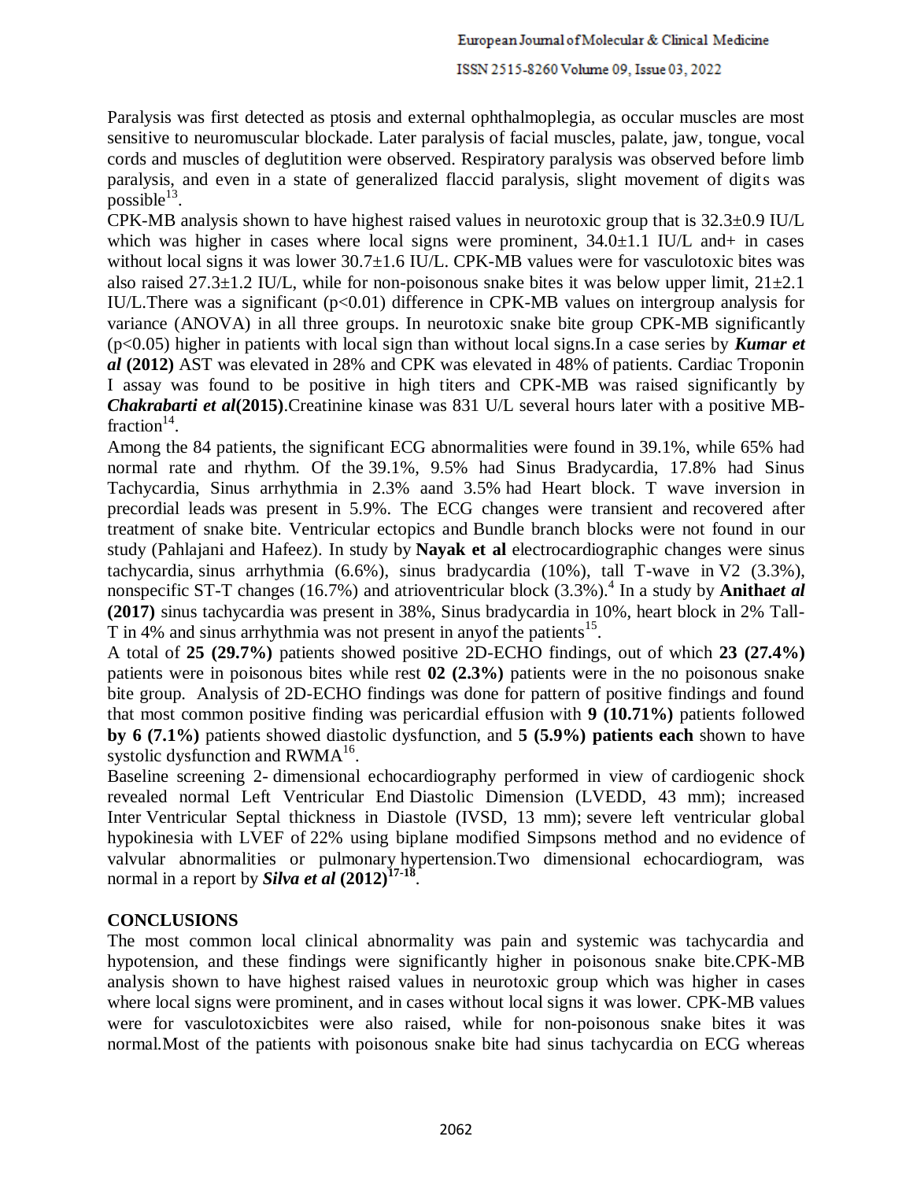Paralysis was first detected as ptosis and external ophthalmoplegia, as occular muscles are most sensitive to neuromuscular blockade. Later paralysis of facial muscles, palate, jaw, tongue, vocal cords and muscles of deglutition were observed. Respiratory paralysis was observed before limb paralysis, and even in a state of generalized flaccid paralysis, slight movement of digits was possible[13].

CPK-MB analysis shown to have highest raised values in neurotoxic group that is 32.3±0.9 IU/L which was higher in cases where local signs were prominent, 34.0±1.1 IU/L and+ in cases without local signs it was lower 30.7±1.6 IU/L. CPK-MB values were for vasculotoxic bites was also raised 27.3±1.2 IU/L, while for non-poisonous snake bites it was below upper limit, 21±2.1 IU/L.There was a significant ($p<0.01$) difference in CPK-MB values on intergroup analysis for variance (ANOVA) in all three groups. In neurotoxic snake bite group CPK-MB significantly ($p<0.05$) higher in patients with local sign than without local signs.In a case series by ***Kumar et al*** **(2012)** AST was elevated in 28% and CPK was elevated in 48% of patients. Cardiac Troponin I assay was found to be positive in high titers and CPK-MB was raised significantly by ***Chakrabarti et al*****(2015)**.Creatinine kinase was 831 U/L several hours later with a positive MB-fraction[14].

Among the 84 patients, the significant ECG abnormalities were found in 39.1%, while 65% had normal rate and rhythm. Of the 39.1%, 9.5% had Sinus Bradycardia, 17.8% had Sinus Tachycardia, Sinus arrhythmia in 2.3% aand 3.5% had Heart block. T wave inversion in precordial leads was present in 5.9%. The ECG changes were transient and recovered after treatment of snake bite. Ventricular ectopics and Bundle branch blocks were not found in our study (Pahlajani and Hafeez). In study by **Nayak et al** electrocardiographic changes were sinus tachycardia, sinus arrhythmia (6.6%), sinus bradycardia (10%), tall T-wave in V2 (3.3%), nonspecific ST-T changes (16.7%) and atrioventricular block (3.3%).[4] In a study by **Anitha*et al*** **(2017)** sinus tachycardia was present in 38%, Sinus bradycardia in 10%, heart block in 2% Tall-T in 4% and sinus arrhythmia was not present in anyof the patients[15].

A total of **25 (29.7%)** patients showed positive 2D-ECHO findings, out of which **23 (27.4%)** patients were in poisonous bites while rest **02 (2.3%)** patients were in the no poisonous snake bite group. Analysis of 2D-ECHO findings was done for pattern of positive findings and found that most common positive finding was pericardial effusion with **9 (10.71%)** patients followed **by 6 (7.1%)** patients showed diastolic dysfunction, and **5 (5.9%) patients each** shown to have systolic dysfunction and RWMA[16].

Baseline screening 2- dimensional echocardiography performed in view of cardiogenic shock revealed normal Left Ventricular End Diastolic Dimension (LVEDD, 43 mm); increased Inter Ventricular Septal thickness in Diastole (IVSD, 13 mm); severe left ventricular global hypokinesia with LVEF of 22% using biplane modified Simpsons method and no evidence of valvular abnormalities or pulmonary hypertension.Two dimensional echocardiogram, was normal in a report by ***Silva et al*** **(2012)**[17-18].

## CONCLUSIONS

The most common local clinical abnormality was pain and systemic was tachycardia and hypotension, and these findings were significantly higher in poisonous snake bite.CPK-MB analysis shown to have highest raised values in neurotoxic group which was higher in cases where local signs were prominent, and in cases without local signs it was lower. CPK-MB values were for vasculotoxicbites were also raised, while for non-poisonous snake bites it was normal.Most of the patients with poisonous snake bite had sinus tachycardia on ECG whereas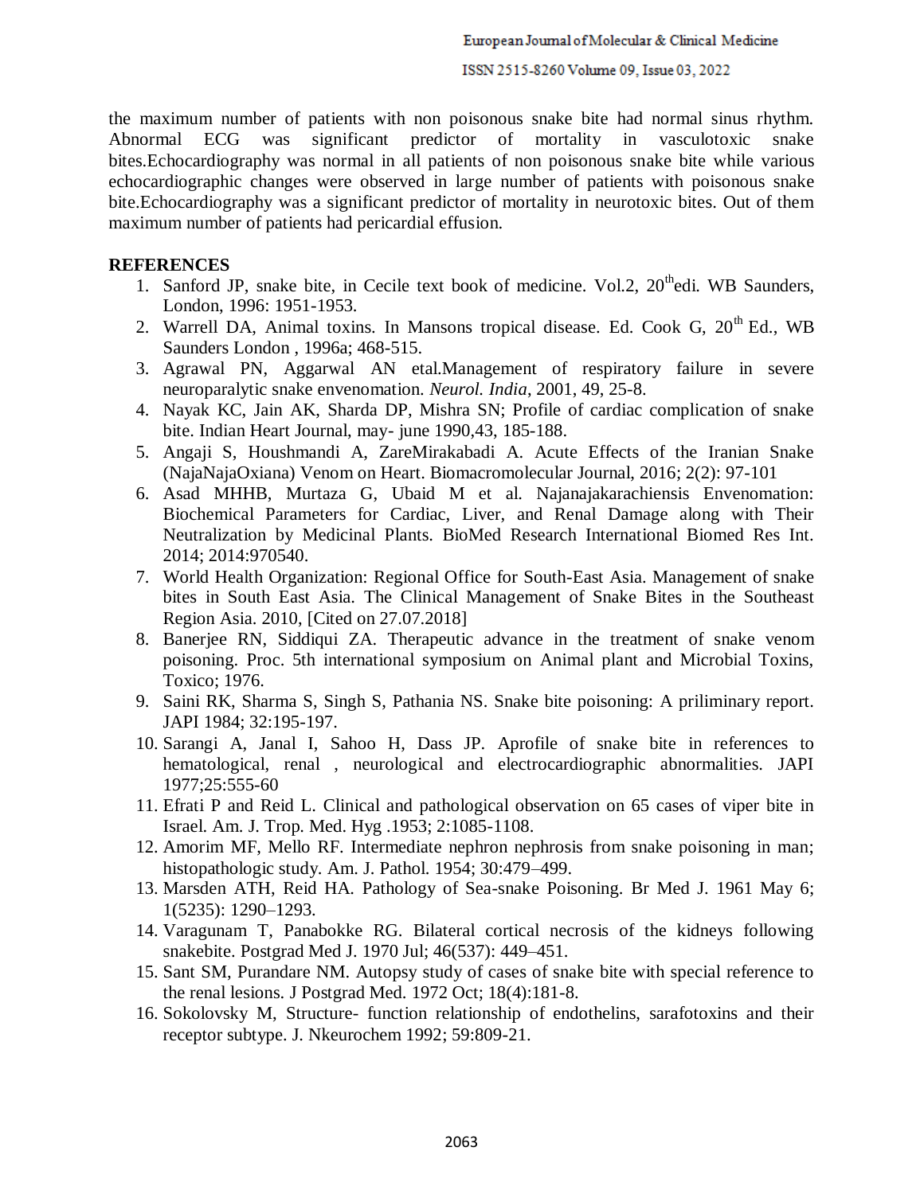the maximum number of patients with non poisonous snake bite had normal sinus rhythm. Abnormal ECG was significant predictor of mortality in vasculotoxic snake bites.Echocardiography was normal in all patients of non poisonous snake bite while various echocardiographic changes were observed in large number of patients with poisonous snake bite.Echocardiography was a significant predictor of mortality in neurotoxic bites. Out of them maximum number of patients had pericardial effusion.

## REFERENCES

1. Sanford JP, snake bite, in Cecile text book of medicine. Vol.2, 20thedi. WB Saunders, London, 1996: 1951-1953.
2. Warrell DA, Animal toxins. In Mansons tropical disease. Ed. Cook G, 20th Ed., WB Saunders London , 1996a; 468-515.
3. Agrawal PN, Aggarwal AN etal.Management of respiratory failure in severe neuroparalytic snake envenomation. *Neurol. India*, 2001, 49, 25-8.
4. Nayak KC, Jain AK, Sharda DP, Mishra SN; Profile of cardiac complication of snake bite. Indian Heart Journal, may- june 1990,43, 185-188.
5. Angaji S, Houshmandi A, ZareMirakabadi A. Acute Effects of the Iranian Snake (NajaNajaOxiana) Venom on Heart. Biomacromolecular Journal, 2016; 2(2): 97-101
6. Asad MHHB, Murtaza G, Ubaid M et al. Najanajakarachiensis Envenomation: Biochemical Parameters for Cardiac, Liver, and Renal Damage along with Their Neutralization by Medicinal Plants. BioMed Research International Biomed Res Int. 2014; 2014:970540.
7. World Health Organization: Regional Office for South-East Asia. Management of snake bites in South East Asia. The Clinical Management of Snake Bites in the Southeast Region Asia. 2010, [Cited on 27.07.2018]
8. Banerjee RN, Siddiqui ZA. Therapeutic advance in the treatment of snake venom poisoning. Proc. 5th international symposium on Animal plant and Microbial Toxins, Toxico; 1976.
9. Saini RK, Sharma S, Singh S, Pathania NS. Snake bite poisoning: A priliminary report. JAPI 1984; 32:195-197.
10. Sarangi A, Janal I, Sahoo H, Dass JP. Aprofile of snake bite in references to hematological, renal , neurological and electrocardiographic abnormalities. JAPI 1977;25:555-60
11. Efrati P and Reid L. Clinical and pathological observation on 65 cases of viper bite in Israel. Am. J. Trop. Med. Hyg .1953; 2:1085-1108.
12. Amorim MF, Mello RF. Intermediate nephron nephrosis from snake poisoning in man; histopathologic study. Am. J. Pathol. 1954; 30:479–499.
13. Marsden ATH, Reid HA. Pathology of Sea-snake Poisoning. Br Med J. 1961 May 6; 1(5235): 1290–1293.
14. Varagunam T, Panabokke RG. Bilateral cortical necrosis of the kidneys following snakebite. Postgrad Med J. 1970 Jul; 46(537): 449–451.
15. Sant SM, Purandare NM. Autopsy study of cases of snake bite with special reference to the renal lesions. J Postgrad Med. 1972 Oct; 18(4):181-8.
16. Sokolovsky M, Structure- function relationship of endothelins, sarafotoxins and their receptor subtype. J. Nkeurochem 1992; 59:809-21.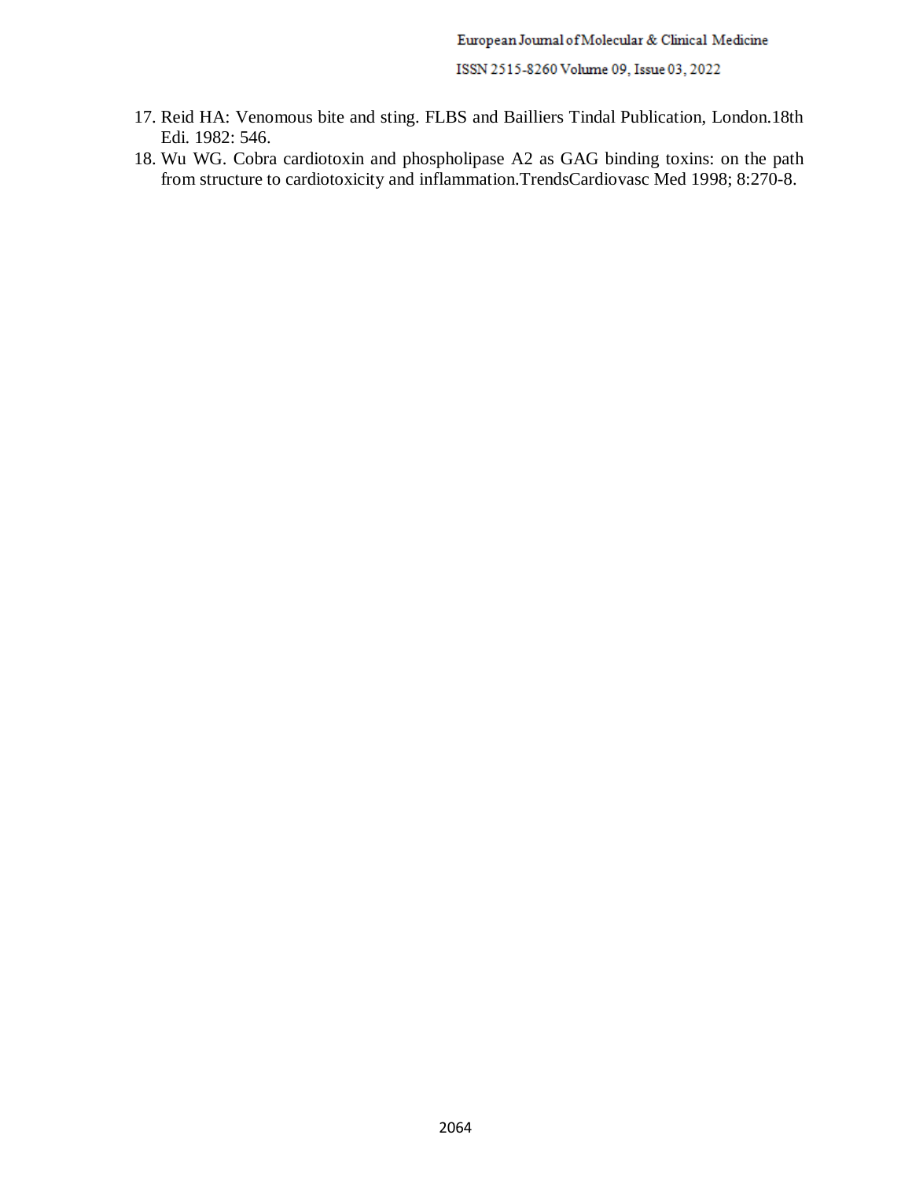17. Reid HA: Venomous bite and sting. FLBS and Bailliers Tindal Publication, London.18th Edi. 1982: 546.
18. Wu WG. Cobra cardiotoxin and phospholipase A2 as GAG binding toxins: on the path from structure to cardiotoxicity and inflammation.TrendsCardiovasc Med 1998; 8:270-8.